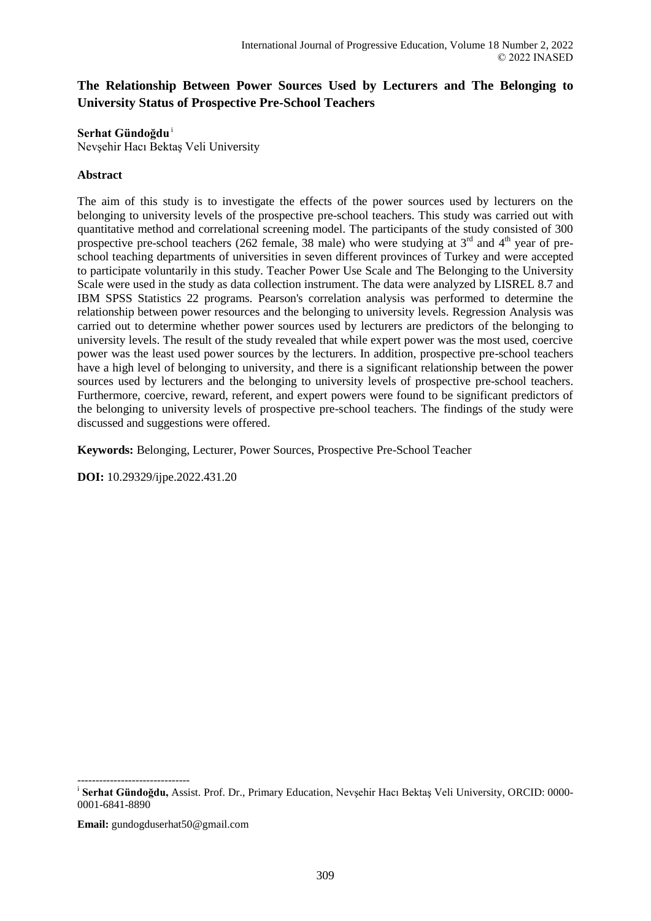# The Relationship Between Power Sources Used by Lecturers and The Belonging to University Status of Prospective Pre-School Teachers

**Serhat Gündoğdu** [i]

Nevşehir Hacı Bektaş Veli University

## Abstract

The aim of this study is to investigate the effects of the power sources used by lecturers on the belonging to university levels of the prospective pre-school teachers. This study was carried out with quantitative method and correlational screening model. The participants of the study consisted of 300 prospective pre-school teachers (262 female, 38 male) who were studying at 3rd and 4th year of pre-school teaching departments of universities in seven different provinces of Turkey and were accepted to participate voluntarily in this study. Teacher Power Use Scale and The Belonging to the University Scale were used in the study as data collection instrument. The data were analyzed by LISREL 8.7 and IBM SPSS Statistics 22 programs. Pearson's correlation analysis was performed to determine the relationship between power resources and the belonging to university levels. Regression Analysis was carried out to determine whether power sources used by lecturers are predictors of the belonging to university levels. The result of the study revealed that while expert power was the most used, coercive power was the least used power sources by the lecturers. In addition, prospective pre-school teachers have a high level of belonging to university, and there is a significant relationship between the power sources used by lecturers and the belonging to university levels of prospective pre-school teachers. Furthermore, coercive, reward, referent, and expert powers were found to be significant predictors of the belonging to university levels of prospective pre-school teachers. The findings of the study were discussed and suggestions were offered.

**Keywords:** Belonging, Lecturer, Power Sources, Prospective Pre-School Teacher

**DOI:** 10.29329/ijpe.2022.431.20

-------------------------------

[i] **Serhat Gündoğdu,** Assist. Prof. Dr., Primary Education, Nevşehir Hacı Bektaş Veli University, ORCID: 0000-0001-6841-8890

**Email:** gundogduserhat50@gmail.com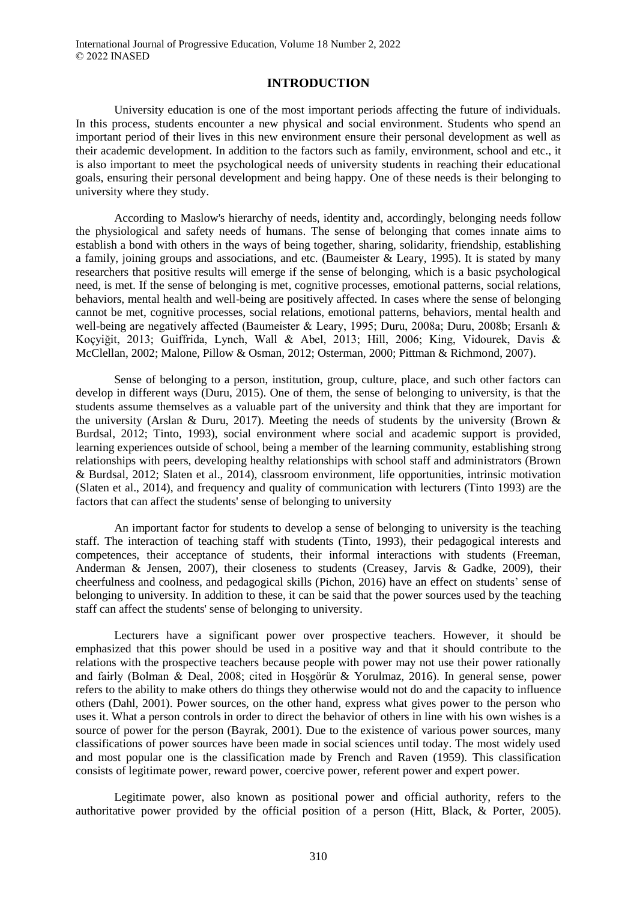## INTRODUCTION

University education is one of the most important periods affecting the future of individuals. In this process, students encounter a new physical and social environment. Students who spend an important period of their lives in this new environment ensure their personal development as well as their academic development. In addition to the factors such as family, environment, school and etc., it is also important to meet the psychological needs of university students in reaching their educational goals, ensuring their personal development and being happy. One of these needs is their belonging to university where they study.

According to Maslow's hierarchy of needs, identity and, accordingly, belonging needs follow the physiological and safety needs of humans. The sense of belonging that comes innate aims to establish a bond with others in the ways of being together, sharing, solidarity, friendship, establishing a family, joining groups and associations, and etc. (Baumeister & Leary, 1995). It is stated by many researchers that positive results will emerge if the sense of belonging, which is a basic psychological need, is met. If the sense of belonging is met, cognitive processes, emotional patterns, social relations, behaviors, mental health and well-being are positively affected. In cases where the sense of belonging cannot be met, cognitive processes, social relations, emotional patterns, behaviors, mental health and well-being are negatively affected (Baumeister & Leary, 1995; Duru, 2008a; Duru, 2008b; Ersanlı & Koçyiğit, 2013; Guiffrida, Lynch, Wall & Abel, 2013; Hill, 2006; King, Vidourek, Davis & McClellan, 2002; Malone, Pillow & Osman, 2012; Osterman, 2000; Pittman & Richmond, 2007).

Sense of belonging to a person, institution, group, culture, place, and such other factors can develop in different ways (Duru, 2015). One of them, the sense of belonging to university, is that the students assume themselves as a valuable part of the university and think that they are important for the university (Arslan & Duru, 2017). Meeting the needs of students by the university (Brown & Burdsal, 2012; Tinto, 1993), social environment where social and academic support is provided, learning experiences outside of school, being a member of the learning community, establishing strong relationships with peers, developing healthy relationships with school staff and administrators (Brown & Burdsal, 2012; Slaten et al., 2014), classroom environment, life opportunities, intrinsic motivation (Slaten et al., 2014), and frequency and quality of communication with lecturers (Tinto 1993) are the factors that can affect the students' sense of belonging to university

An important factor for students to develop a sense of belonging to university is the teaching staff. The interaction of teaching staff with students (Tinto, 1993), their pedagogical interests and competences, their acceptance of students, their informal interactions with students (Freeman, Anderman & Jensen, 2007), their closeness to students (Creasey, Jarvis & Gadke, 2009), their cheerfulness and coolness, and pedagogical skills (Pichon, 2016) have an effect on students' sense of belonging to university. In addition to these, it can be said that the power sources used by the teaching staff can affect the students' sense of belonging to university.

Lecturers have a significant power over prospective teachers. However, it should be emphasized that this power should be used in a positive way and that it should contribute to the relations with the prospective teachers because people with power may not use their power rationally and fairly (Bolman & Deal, 2008; cited in Hoşgörür & Yorulmaz, 2016). In general sense, power refers to the ability to make others do things they otherwise would not do and the capacity to influence others (Dahl, 2001). Power sources, on the other hand, express what gives power to the person who uses it. What a person controls in order to direct the behavior of others in line with his own wishes is a source of power for the person (Bayrak, 2001). Due to the existence of various power sources, many classifications of power sources have been made in social sciences until today. The most widely used and most popular one is the classification made by French and Raven (1959). This classification consists of legitimate power, reward power, coercive power, referent power and expert power.

Legitimate power, also known as positional power and official authority, refers to the authoritative power provided by the official position of a person (Hitt, Black, & Porter, 2005).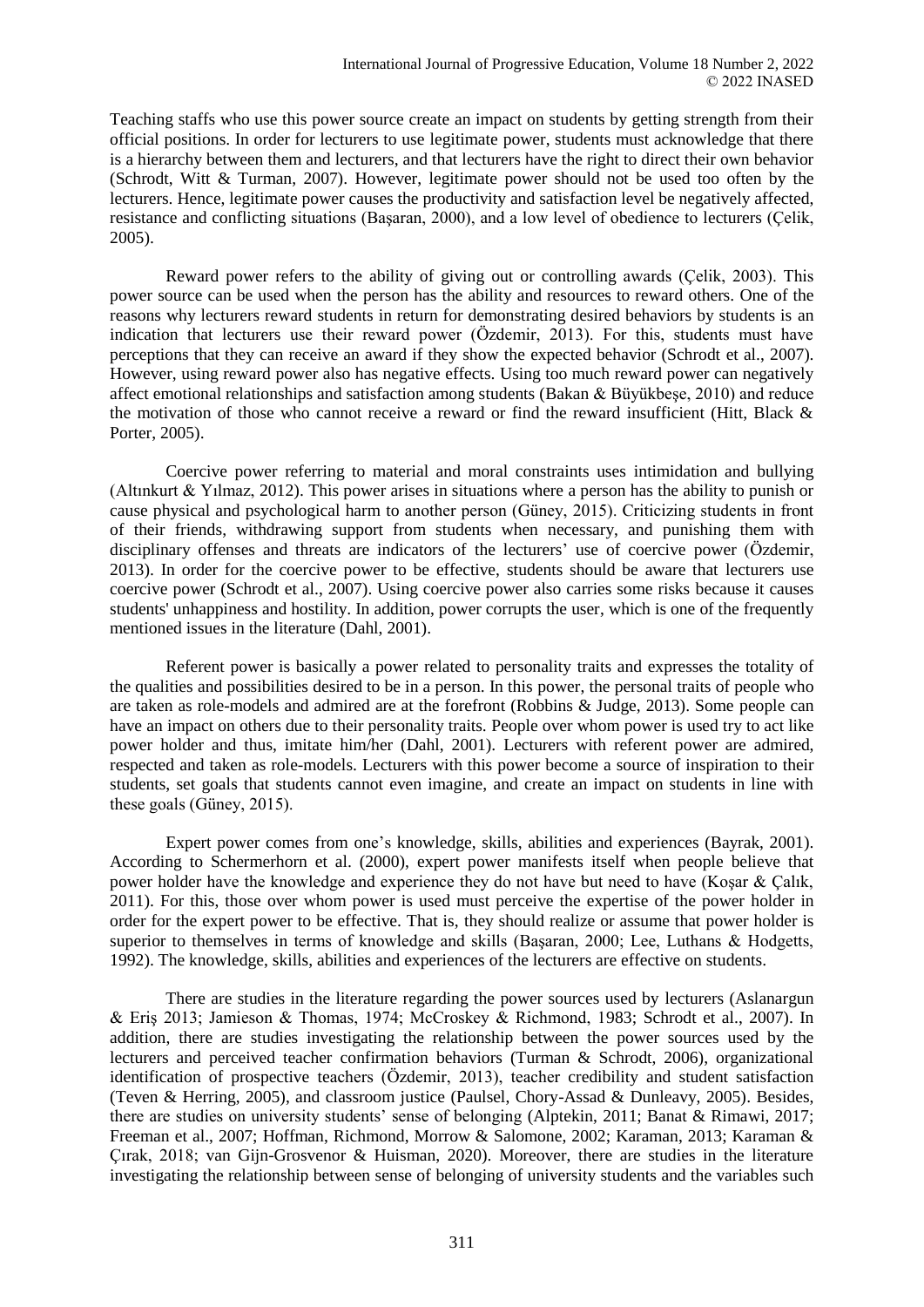Teaching staffs who use this power source create an impact on students by getting strength from their official positions. In order for lecturers to use legitimate power, students must acknowledge that there is a hierarchy between them and lecturers, and that lecturers have the right to direct their own behavior (Schrodt, Witt & Turman, 2007). However, legitimate power should not be used too often by the lecturers. Hence, legitimate power causes the productivity and satisfaction level be negatively affected, resistance and conflicting situations (Başaran, 2000), and a low level of obedience to lecturers (Çelik, 2005).

Reward power refers to the ability of giving out or controlling awards (Çelik, 2003). This power source can be used when the person has the ability and resources to reward others. One of the reasons why lecturers reward students in return for demonstrating desired behaviors by students is an indication that lecturers use their reward power (Özdemir, 2013). For this, students must have perceptions that they can receive an award if they show the expected behavior (Schrodt et al., 2007). However, using reward power also has negative effects. Using too much reward power can negatively affect emotional relationships and satisfaction among students (Bakan & Büyükbeşe, 2010) and reduce the motivation of those who cannot receive a reward or find the reward insufficient (Hitt, Black & Porter, 2005).

Coercive power referring to material and moral constraints uses intimidation and bullying (Altınkurt & Yılmaz, 2012). This power arises in situations where a person has the ability to punish or cause physical and psychological harm to another person (Güney, 2015). Criticizing students in front of their friends, withdrawing support from students when necessary, and punishing them with disciplinary offenses and threats are indicators of the lecturers' use of coercive power (Özdemir, 2013). In order for the coercive power to be effective, students should be aware that lecturers use coercive power (Schrodt et al., 2007). Using coercive power also carries some risks because it causes students' unhappiness and hostility. In addition, power corrupts the user, which is one of the frequently mentioned issues in the literature (Dahl, 2001).

Referent power is basically a power related to personality traits and expresses the totality of the qualities and possibilities desired to be in a person. In this power, the personal traits of people who are taken as role-models and admired are at the forefront (Robbins & Judge, 2013). Some people can have an impact on others due to their personality traits. People over whom power is used try to act like power holder and thus, imitate him/her (Dahl, 2001). Lecturers with referent power are admired, respected and taken as role-models. Lecturers with this power become a source of inspiration to their students, set goals that students cannot even imagine, and create an impact on students in line with these goals (Güney, 2015).

Expert power comes from one's knowledge, skills, abilities and experiences (Bayrak, 2001). According to Schermerhorn et al. (2000), expert power manifests itself when people believe that power holder have the knowledge and experience they do not have but need to have (Koşar & Çalık, 2011). For this, those over whom power is used must perceive the expertise of the power holder in order for the expert power to be effective. That is, they should realize or assume that power holder is superior to themselves in terms of knowledge and skills (Başaran, 2000; Lee, Luthans & Hodgetts, 1992). The knowledge, skills, abilities and experiences of the lecturers are effective on students.

There are studies in the literature regarding the power sources used by lecturers (Aslanargun & Eriş 2013; Jamieson & Thomas, 1974; McCroskey & Richmond, 1983; Schrodt et al., 2007). In addition, there are studies investigating the relationship between the power sources used by the lecturers and perceived teacher confirmation behaviors (Turman & Schrodt, 2006), organizational identification of prospective teachers (Özdemir, 2013), teacher credibility and student satisfaction (Teven & Herring, 2005), and classroom justice (Paulsel, Chory-Assad & Dunleavy, 2005). Besides, there are studies on university students' sense of belonging (Alptekin, 2011; Banat & Rimawi, 2017; Freeman et al., 2007; Hoffman, Richmond, Morrow & Salomone, 2002; Karaman, 2013; Karaman & Çırak, 2018; van Gijn-Grosvenor & Huisman, 2020). Moreover, there are studies in the literature investigating the relationship between sense of belonging of university students and the variables such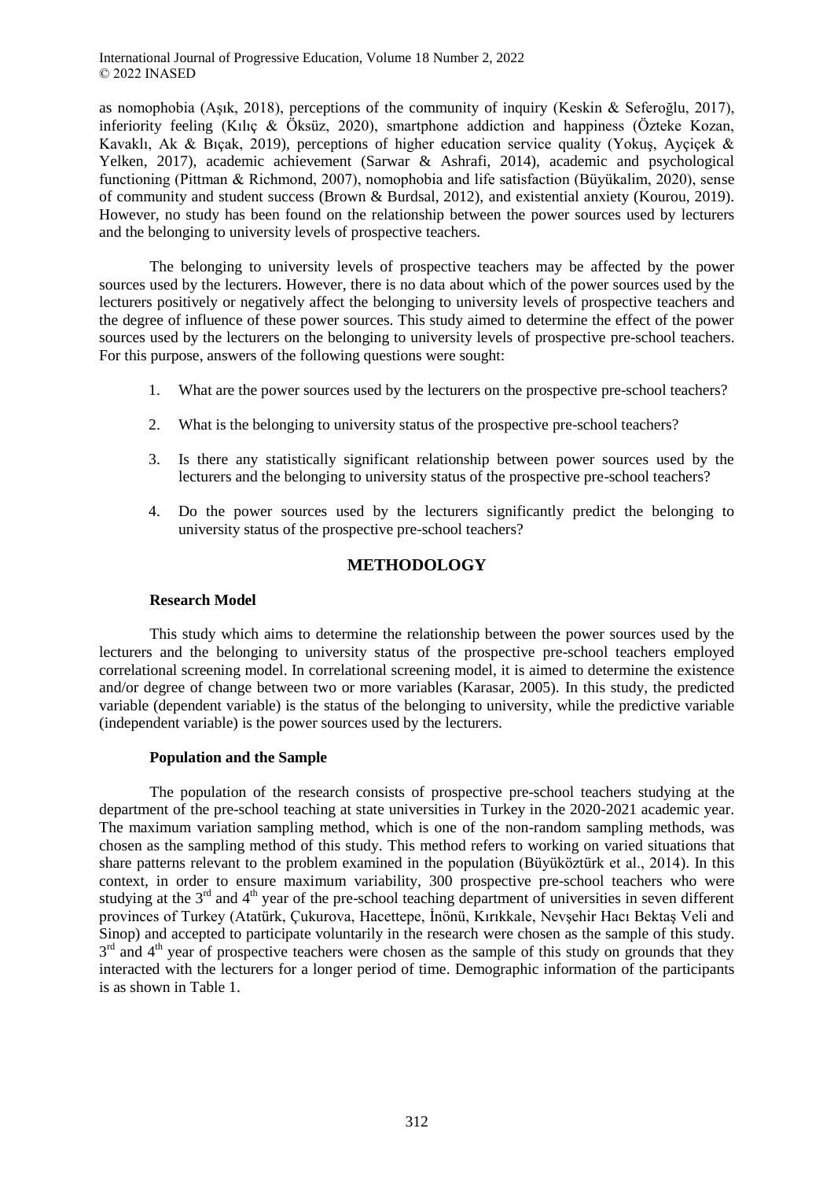as nomophobia (Aşık, 2018), perceptions of the community of inquiry (Keskin & Seferoğlu, 2017), inferiority feeling (Kılıç & Öksüz, 2020), smartphone addiction and happiness (Özteke Kozan, Kavaklı, Ak & Bıçak, 2019), perceptions of higher education service quality (Yokuş, Ayçiçek & Yelken, 2017), academic achievement (Sarwar & Ashrafi, 2014), academic and psychological functioning (Pittman & Richmond, 2007), nomophobia and life satisfaction (Büyükalim, 2020), sense of community and student success (Brown & Burdsal, 2012), and existential anxiety (Kourou, 2019). However, no study has been found on the relationship between the power sources used by lecturers and the belonging to university levels of prospective teachers.

The belonging to university levels of prospective teachers may be affected by the power sources used by the lecturers. However, there is no data about which of the power sources used by the lecturers positively or negatively affect the belonging to university levels of prospective teachers and the degree of influence of these power sources. This study aimed to determine the effect of the power sources used by the lecturers on the belonging to university levels of prospective pre-school teachers. For this purpose, answers of the following questions were sought:

1. What are the power sources used by the lecturers on the prospective pre-school teachers?
2. What is the belonging to university status of the prospective pre-school teachers?
3. Is there any statistically significant relationship between power sources used by the lecturers and the belonging to university status of the prospective pre-school teachers?
4. Do the power sources used by the lecturers significantly predict the belonging to university status of the prospective pre-school teachers?

## METHODOLOGY

### Research Model

This study which aims to determine the relationship between the power sources used by the lecturers and the belonging to university status of the prospective pre-school teachers employed correlational screening model. In correlational screening model, it is aimed to determine the existence and/or degree of change between two or more variables (Karasar, 2005). In this study, the predicted variable (dependent variable) is the status of the belonging to university, while the predictive variable (independent variable) is the power sources used by the lecturers.

### Population and the Sample

The population of the research consists of prospective pre-school teachers studying at the department of the pre-school teaching at state universities in Turkey in the 2020-2021 academic year. The maximum variation sampling method, which is one of the non-random sampling methods, was chosen as the sampling method of this study. This method refers to working on varied situations that share patterns relevant to the problem examined in the population (Büyüköztürk et al., 2014). In this context, in order to ensure maximum variability, 300 prospective pre-school teachers who were studying at the 3rd and 4th year of the pre-school teaching department of universities in seven different provinces of Turkey (Atatürk, Çukurova, Hacettepe, İnönü, Kırıkkale, Nevşehir Hacı Bektaş Veli and Sinop) and accepted to participate voluntarily in the research were chosen as the sample of this study. 3rd and 4th year of prospective teachers were chosen as the sample of this study on grounds that they interacted with the lecturers for a longer period of time. Demographic information of the participants is as shown in Table 1.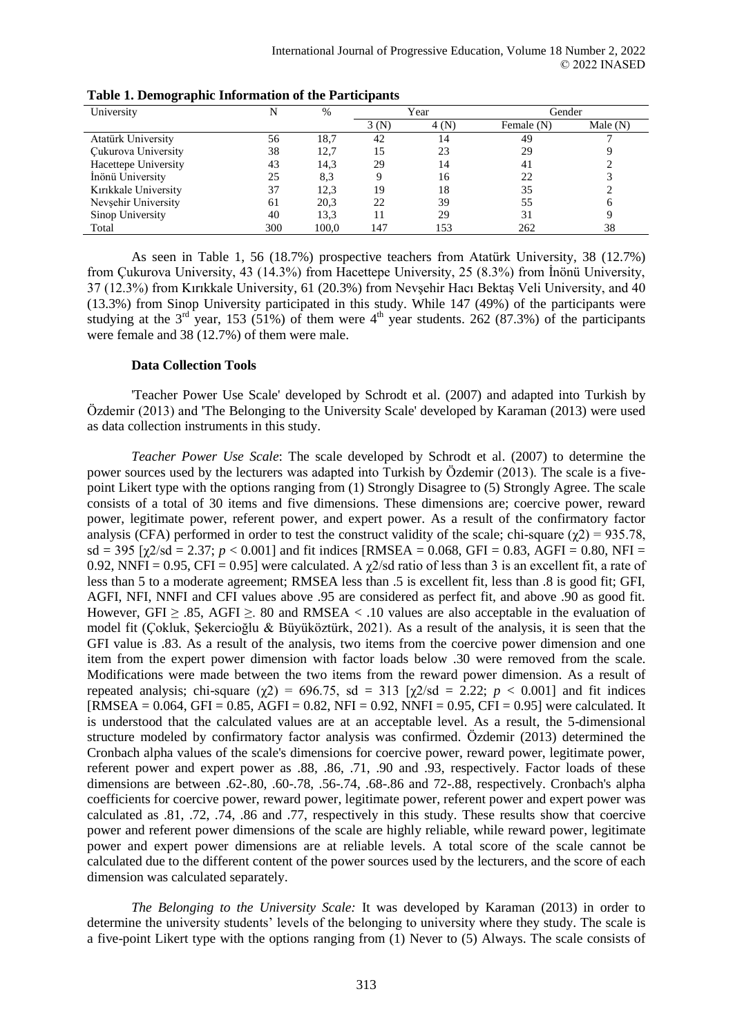**Table 1. Demographic Information of the Participants**

| University | N | % | Year | | Gender | |
|---|---|---|---|---|---|---|
| | | | 3 (N) | 4 (N) | Female (N) | Male (N) |
| Atatürk University | 56 | 18,7 | 42 | 14 | 49 | 7 |
| Çukurova University | 38 | 12,7 | 15 | 23 | 29 | 9 |
| Hacettepe University | 43 | 14,3 | 29 | 14 | 41 | 2 |
| İnönü University | 25 | 8,3 | 9 | 16 | 22 | 3 |
| Kırıkkale University | 37 | 12,3 | 19 | 18 | 35 | 2 |
| Nevşehir University | 61 | 20,3 | 22 | 39 | 55 | 6 |
| Sinop University | 40 | 13,3 | 11 | 29 | 31 | 9 |
| Total | 300 | 100,0 | 147 | 153 | 262 | 38 |

As seen in Table 1, 56 (18.7%) prospective teachers from Atatürk University, 38 (12.7%) from Çukurova University, 43 (14.3%) from Hacettepe University, 25 (8.3%) from İnönü University, 37 (12.3%) from Kırıkkale University, 61 (20.3%) from Nevşehir Hacı Bektaş Veli University, and 40 (13.3%) from Sinop University participated in this study. While 147 (49%) of the participants were studying at the 3rd year, 153 (51%) of them were 4th year students. 262 (87.3%) of the participants were female and 38 (12.7%) of them were male.

### Data Collection Tools

'Teacher Power Use Scale' developed by Schrodt et al. (2007) and adapted into Turkish by Özdemir (2013) and 'The Belonging to the University Scale' developed by Karaman (2013) were used as data collection instruments in this study.

*Teacher Power Use Scale*: The scale developed by Schrodt et al. (2007) to determine the power sources used by the lecturers was adapted into Turkish by Özdemir (2013). The scale is a five-point Likert type with the options ranging from (1) Strongly Disagree to (5) Strongly Agree. The scale consists of a total of 30 items and five dimensions. These dimensions are; coercive power, reward power, legitimate power, referent power, and expert power. As a result of the confirmatory factor analysis (CFA) performed in order to test the construct validity of the scale; chi-square ($\chi 2$) = 935.78, sd = 395 [$\chi 2$/sd = 2.37; $p < 0.001$] and fit indices [RMSEA = 0.068, GFI = 0.83, AGFI = 0.80, NFI = 0.92, NNFI = 0.95, CFI = 0.95] were calculated. A $\chi 2$/sd ratio of less than 3 is an excellent fit, a rate of less than 5 to a moderate agreement; RMSEA less than .5 is excellent fit, less than .8 is good fit; GFI, AGFI, NFI, NNFI and CFI values above .95 are considered as perfect fit, and above .90 as good fit. However, GFI ≥ .85, AGFI ≥. 80 and RMSEA < .10 values are also acceptable in the evaluation of model fit (Çokluk, Şekercioğlu & Büyüköztürk, 2021). As a result of the analysis, it is seen that the GFI value is .83. As a result of the analysis, two items from the coercive power dimension and one item from the expert power dimension with factor loads below .30 were removed from the scale. Modifications were made between the two items from the reward power dimension. As a result of repeated analysis; chi-square ($\chi 2$) = 696.75, sd = 313 [$\chi 2$/sd = 2.22; $p < 0.001$] and fit indices [RMSEA = 0.064, GFI = 0.85, AGFI = 0.82, NFI = 0.92, NNFI = 0.95, CFI = 0.95] were calculated. It is understood that the calculated values are at an acceptable level. As a result, the 5-dimensional structure modeled by confirmatory factor analysis was confirmed. Özdemir (2013) determined the Cronbach alpha values of the scale's dimensions for coercive power, reward power, legitimate power, referent power and expert power as .88, .86, .71, .90 and .93, respectively. Factor loads of these dimensions are between .62-.80, .60-.78, .56-.74, .68-.86 and 72-.88, respectively. Cronbach's alpha coefficients for coercive power, reward power, legitimate power, referent power and expert power was calculated as .81, .72, .74, .86 and .77, respectively in this study. These results show that coercive power and referent power dimensions of the scale are highly reliable, while reward power, legitimate power and expert power dimensions are at reliable levels. A total score of the scale cannot be calculated due to the different content of the power sources used by the lecturers, and the score of each dimension was calculated separately.

*The Belonging to the University Scale:* It was developed by Karaman (2013) in order to determine the university students' levels of the belonging to university where they study. The scale is a five-point Likert type with the options ranging from (1) Never to (5) Always. The scale consists of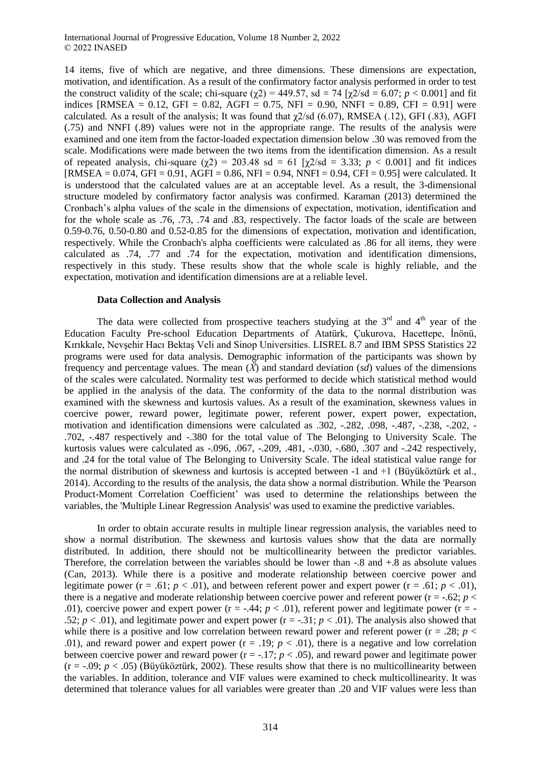14 items, five of which are negative, and three dimensions. These dimensions are expectation, motivation, and identification. As a result of the confirmatory factor analysis performed in order to test the construct validity of the scale; chi-square ($\chi 2$) = 449.57, sd = 74 [$\chi 2$/sd = 6.07; $p < 0.001$] and fit indices [RMSEA = 0.12, GFI = 0.82, AGFI = 0.75, NFI = 0.90, NNFI = 0.89, CFI = 0.91] were calculated. As a result of the analysis; It was found that $\chi 2$/sd (6.07), RMSEA (.12), GFI (.83), AGFI (.75) and NNFI (.89) values were not in the appropriate range. The results of the analysis were examined and one item from the factor-loaded expectation dimension below .30 was removed from the scale. Modifications were made between the two items from the identification dimension. As a result of repeated analysis, chi-square ($\chi 2$) = 203.48 sd = 61 [$\chi 2$/sd = 3.33; $p < 0.001$] and fit indices [RMSEA = 0.074, GFI = 0.91, AGFI = 0.86, NFI = 0.94, NNFI = 0.94, CFI = 0.95] were calculated. It is understood that the calculated values are at an acceptable level. As a result, the 3-dimensional structure modeled by confirmatory factor analysis was confirmed. Karaman (2013) determined the Cronbach's alpha values of the scale in the dimensions of expectation, motivation, identification and for the whole scale as .76, .73, .74 and .83, respectively. The factor loads of the scale are between 0.59-0.76, 0.50-0.80 and 0.52-0.85 for the dimensions of expectation, motivation and identification, respectively. While the Cronbach's alpha coefficients were calculated as .86 for all items, they were calculated as .74, .77 and .74 for the expectation, motivation and identification dimensions, respectively in this study. These results show that the whole scale is highly reliable, and the expectation, motivation and identification dimensions are at a reliable level.

### Data Collection and Analysis

The data were collected from prospective teachers studying at the 3rd and 4th year of the Education Faculty Pre-school Education Departments of Atatürk, Çukurova, Hacettepe, İnönü, Kırıkkale, Nevşehir Hacı Bektaş Veli and Sinop Universities. LISREL 8.7 and IBM SPSS Statistics 22 programs were used for data analysis. Demographic information of the participants was shown by frequency and percentage values. The mean ($\bar{X}$) and standard deviation (*sd*) values of the dimensions of the scales were calculated. Normality test was performed to decide which statistical method would be applied in the analysis of the data. The conformity of the data to the normal distribution was examined with the skewness and kurtosis values. As a result of the examination, skewness values in coercive power, reward power, legitimate power, referent power, expert power, expectation, motivation and identification dimensions were calculated as .302, -.282, .098, -.487, -.238, -.202, -.702, -.487 respectively and -.380 for the total value of The Belonging to University Scale. The kurtosis values were calculated as -.096, .067, -.209, .481, -.030, -.680, .307 and -.242 respectively, and .24 for the total value of The Belonging to University Scale. The ideal statistical value range for the normal distribution of skewness and kurtosis is accepted between -1 and +1 (Büyüköztürk et al., 2014). According to the results of the analysis, the data show a normal distribution. While the 'Pearson Product-Moment Correlation Coefficient' was used to determine the relationships between the variables, the 'Multiple Linear Regression Analysis' was used to examine the predictive variables.

In order to obtain accurate results in multiple linear regression analysis, the variables need to show a normal distribution. The skewness and kurtosis values show that the data are normally distributed. In addition, there should not be multicollinearity between the predictor variables. Therefore, the correlation between the variables should be lower than -.8 and +.8 as absolute values (Can, 2013). While there is a positive and moderate relationship between coercive power and legitimate power ($r = .61$; $p < .01$), and between referent power and expert power ($r = .61$; $p < .01$), there is a negative and moderate relationship between coercive power and referent power ($r = -.62$; $p < .01$), coercive power and expert power ($r = -.44$; $p < .01$), referent power and legitimate power ($r = -.52$; $p < .01$), and legitimate power and expert power ($r = -.31$; $p < .01$). The analysis also showed that while there is a positive and low correlation between reward power and referent power ($r = .28$; $p < .01$), and reward power and expert power ($r = .19$; $p < .01$), there is a negative and low correlation between coercive power and reward power ($r = -.17$; $p < .05$), and reward power and legitimate power ($r = -.09$; $p < .05$) (Büyüköztürk, 2002). These results show that there is no multicollinearity between the variables. In addition, tolerance and VIF values were examined to check multicollinearity. It was determined that tolerance values for all variables were greater than .20 and VIF values were less than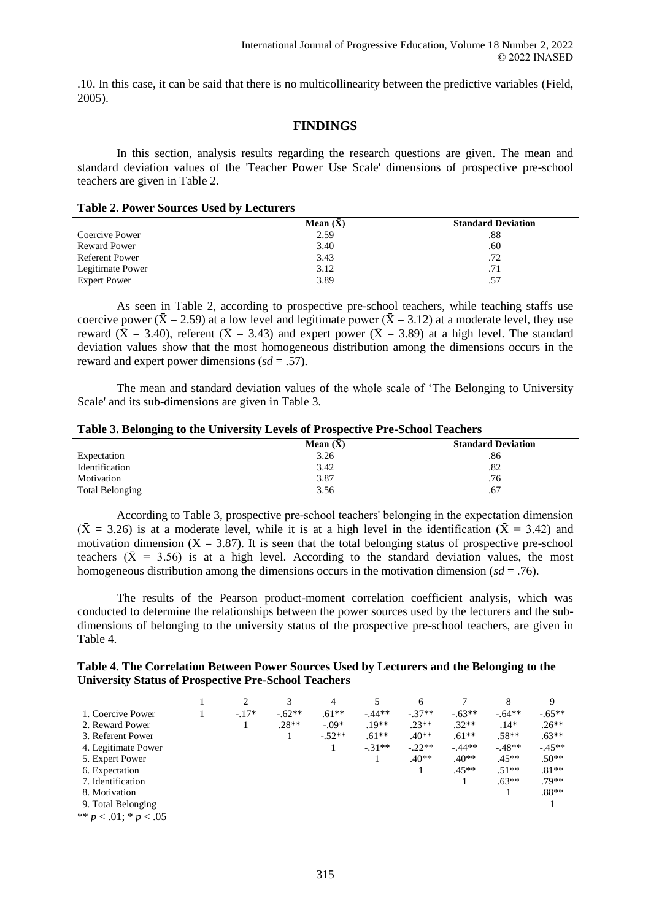.10. In this case, it can be said that there is no multicollinearity between the predictive variables (Field, 2005).

## FINDINGS

In this section, analysis results regarding the research questions are given. The mean and standard deviation values of the 'Teacher Power Use Scale' dimensions of prospective pre-school teachers are given in Table 2.

**Table 2. Power Sources Used by Lecturers**

| | Mean ($\bar{X}$) | Standard Deviation |
|---|---|---|
| Coercive Power | 2.59 | .88 |
| Reward Power | 3.40 | .60 |
| Referent Power | 3.43 | .72 |
| Legitimate Power | 3.12 | .71 |
| Expert Power | 3.89 | .57 |

As seen in Table 2, according to prospective pre-school teachers, while teaching staffs use coercive power ($\bar{X} = 2.59$) at a low level and legitimate power ($\bar{X} = 3.12$) at a moderate level, they use reward ($\bar{X} = 3.40$), referent ($\bar{X} = 3.43$) and expert power ($\bar{X} = 3.89$) at a high level. The standard deviation values show that the most homogeneous distribution among the dimensions occurs in the reward and expert power dimensions (*sd* = .57).

The mean and standard deviation values of the whole scale of 'The Belonging to University Scale' and its sub-dimensions are given in Table 3.

**Table 3. Belonging to the University Levels of Prospective Pre-School Teachers**

| | Mean ($\bar{X}$) | Standard Deviation |
|---|---|---|
| Expectation | 3.26 | .86 |
| Identification | 3.42 | .82 |
| Motivation | 3.87 | .76 |
| Total Belonging | 3.56 | .67 |

According to Table 3, prospective pre-school teachers' belonging in the expectation dimension ($\bar{X} = 3.26$) is at a moderate level, while it is at a high level in the identification ($\bar{X} = 3.42$) and motivation dimension ($X = 3.87$). It is seen that the total belonging status of prospective pre-school teachers ($\bar{X} = 3.56$) is at a high level. According to the standard deviation values, the most homogeneous distribution among the dimensions occurs in the motivation dimension (*sd* = .76).

The results of the Pearson product-moment correlation coefficient analysis, which was conducted to determine the relationships between the power sources used by the lecturers and the sub-dimensions of belonging to the university status of the prospective pre-school teachers, are given in Table 4.

**Table 4. The Correlation Between Power Sources Used by Lecturers and the Belonging to the University Status of Prospective Pre-School Teachers**

| | 1 | 2 | 3 | 4 | 5 | 6 | 7 | 8 | 9 |
|---|---|---|---|---|---|---|---|---|---|
| 1. Coercive Power | 1 | -.17* | -.62** | .61** | -.44** | -.37** | -.63** | -.64** | -.65** |
| 2. Reward Power | | 1 | .28** | -.09* | .19** | .23** | .32** | .14* | .26** |
| 3. Referent Power | | | 1 | -.52** | .61** | .40** | .61** | .58** | .63** |
| 4. Legitimate Power | | | | 1 | -.31** | -.22** | -.44** | -.48** | -.45** |
| 5. Expert Power | | | | | 1 | .40** | .40** | .45** | .50** |
| 6. Expectation | | | | | | 1 | .45** | .51** | .81** |
| 7. Identification | | | | | | | 1 | .63** | .79** |
| 8. Motivation | | | | | | | | 1 | .88** |
| 9. Total Belonging | | | | | | | | | 1 |

** $p < .01$; * $p < .05$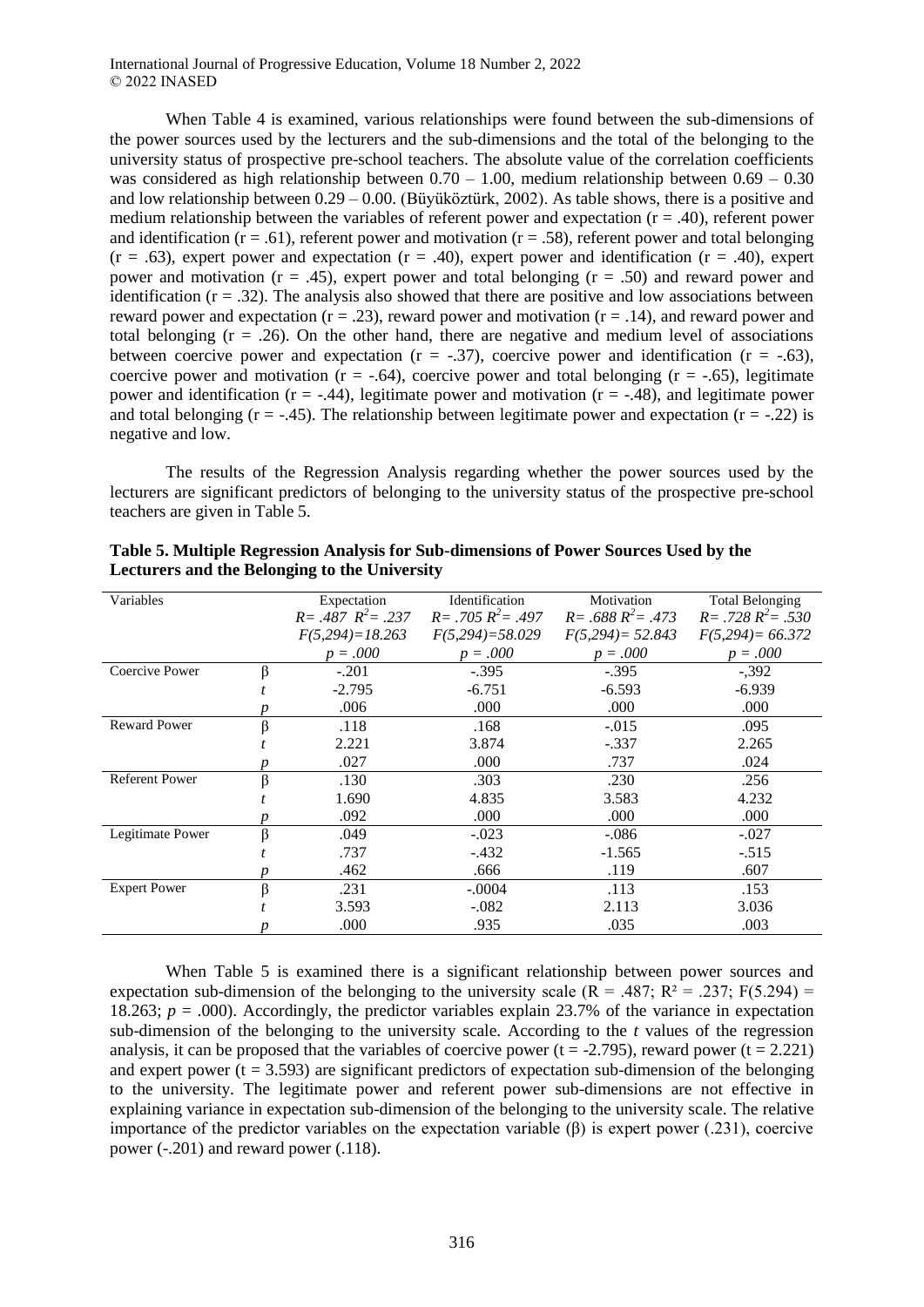When Table 4 is examined, various relationships were found between the sub-dimensions of the power sources used by the lecturers and the sub-dimensions and the total of the belonging to the university status of prospective pre-school teachers. The absolute value of the correlation coefficients was considered as high relationship between 0.70 – 1.00, medium relationship between 0.69 – 0.30 and low relationship between 0.29 – 0.00. (Büyüköztürk, 2002). As table shows, there is a positive and medium relationship between the variables of referent power and expectation (r = .40), referent power and identification (r = .61), referent power and motivation (r = .58), referent power and total belonging (r = .63), expert power and expectation (r = .40), expert power and identification (r = .40), expert power and motivation (r = .45), expert power and total belonging (r = .50) and reward power and identification (r = .32). The analysis also showed that there are positive and low associations between reward power and expectation (r = .23), reward power and motivation (r = .14), and reward power and total belonging (r = .26). On the other hand, there are negative and medium level of associations between coercive power and expectation (r = -.37), coercive power and identification (r = -.63), coercive power and motivation (r = -.64), coercive power and total belonging (r = -.65), legitimate power and identification (r = -.44), legitimate power and motivation (r = -.48), and legitimate power and total belonging (r = -.45). The relationship between legitimate power and expectation (r = -.22) is negative and low.

The results of the Regression Analysis regarding whether the power sources used by the lecturers are significant predictors of belonging to the university status of the prospective pre-school teachers are given in Table 5.

**Table 5. Multiple Regression Analysis for Sub-dimensions of Power Sources Used by the Lecturers and the Belonging to the University**

| Variables | | Expectation<br>*R= .487 $R^2$= .237*<br>*F(5,294)=18.263*<br>*p = .000* | Identification<br>*R= .705 $R^2$= .497*<br>*F(5,294)=58.029*<br>*p = .000* | Motivation<br>*R= .688 $R^2$= .473*<br>*F(5,294)= 52.843*<br>*p = .000* | Total Belonging<br>*R= .728 $R^2$= .530*<br>*F(5,294)= 66.372*<br>*p = .000* |
|---|---|---|---|---|---|
| Coercive Power | β | -.201 | -.395 | -.395 | -,392 |
| | *t* | -2.795 | -6.751 | -6.593 | -6.939 |
| | *p* | .006 | .000 | .000 | .000 |
| Reward Power | β | .118 | .168 | -.015 | .095 |
| | *t* | 2.221 | 3.874 | -.337 | 2.265 |
| | *p* | .027 | .000 | .737 | .024 |
| Referent Power | β | .130 | .303 | .230 | .256 |
| | *t* | 1.690 | 4.835 | 3.583 | 4.232 |
| | *p* | .092 | .000 | .000 | .000 |
| Legitimate Power | β | .049 | -.023 | -.086 | -.027 |
| | *t* | .737 | -.432 | -1.565 | -.515 |
| | *p* | .462 | .666 | .119 | .607 |
| Expert Power | β | .231 | -.0004 | .113 | .153 |
| | *t* | 3.593 | -.082 | 2.113 | 3.036 |
| | *p* | .000 | .935 | .035 | .003 |

When Table 5 is examined there is a significant relationship between power sources and expectation sub-dimension of the belonging to the university scale (R = .487; $R^2$ = .237; F(5.294) = 18.263; *p* = .000). Accordingly, the predictor variables explain 23.7% of the variance in expectation sub-dimension of the belonging to the university scale. According to the *t* values of the regression analysis, it can be proposed that the variables of coercive power (t = -2.795), reward power (t = 2.221) and expert power (t = 3.593) are significant predictors of expectation sub-dimension of the belonging to the university. The legitimate power and referent power sub-dimensions are not effective in explaining variance in expectation sub-dimension of the belonging to the university scale. The relative importance of the predictor variables on the expectation variable (β) is expert power (.231), coercive power (-.201) and reward power (.118).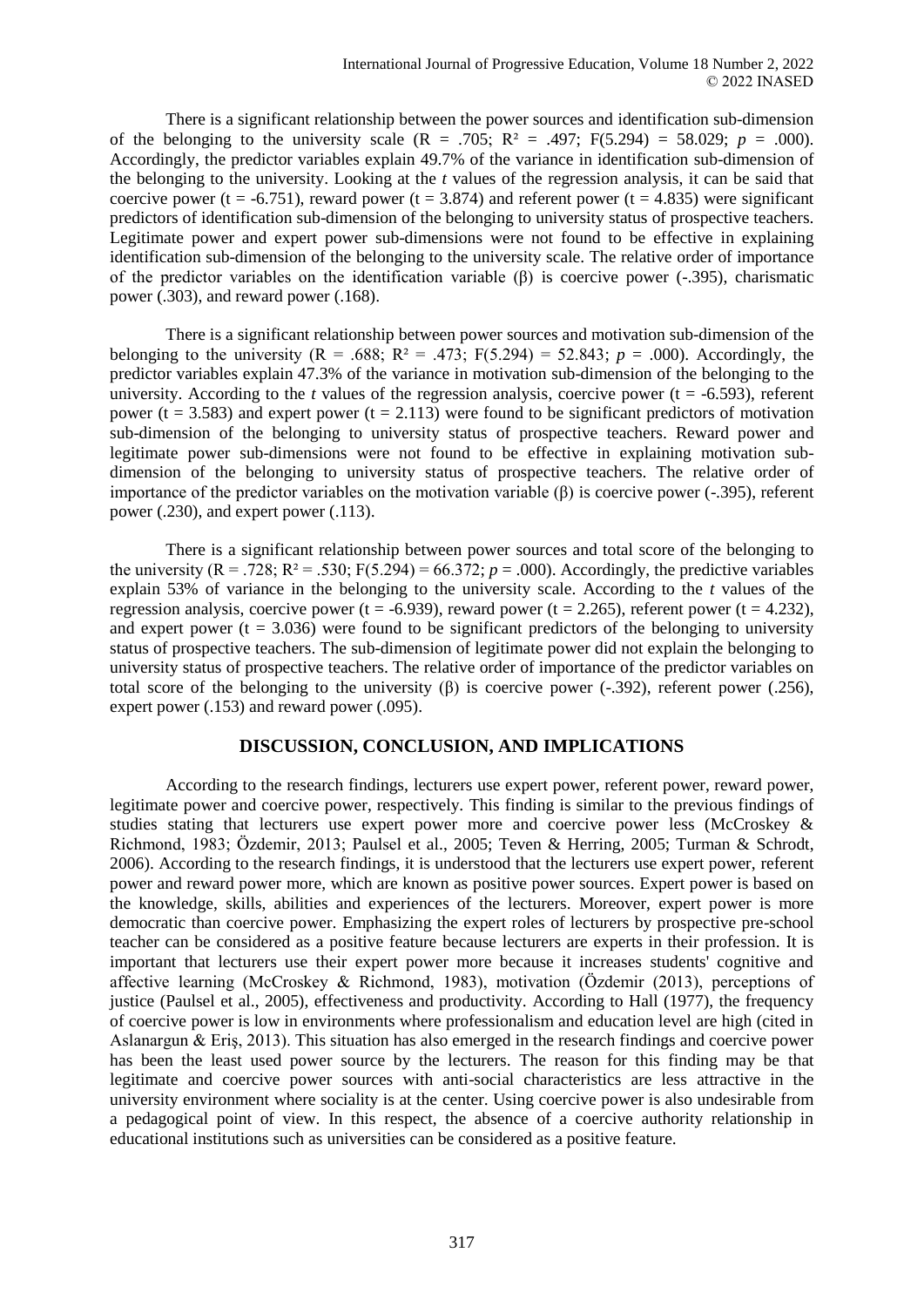There is a significant relationship between the power sources and identification sub-dimension of the belonging to the university scale ($R = .705$; $R^2 = .497$; $F(5.294) = 58.029$; $p = .000$). Accordingly, the predictor variables explain 49.7% of the variance in identification sub-dimension of the belonging to the university. Looking at the *t* values of the regression analysis, it can be said that coercive power ($t = -6.751$), reward power ($t = 3.874$) and referent power ($t = 4.835$) were significant predictors of identification sub-dimension of the belonging to university status of prospective teachers. Legitimate power and expert power sub-dimensions were not found to be effective in explaining identification sub-dimension of the belonging to the university scale. The relative order of importance of the predictor variables on the identification variable (β) is coercive power (-.395), charismatic power (.303), and reward power (.168).

There is a significant relationship between power sources and motivation sub-dimension of the belonging to the university ($R = .688$; $R^2 = .473$; $F(5.294) = 52.843$; $p = .000$). Accordingly, the predictor variables explain 47.3% of the variance in motivation sub-dimension of the belonging to the university. According to the *t* values of the regression analysis, coercive power ($t = -6.593$), referent power ($t = 3.583$) and expert power ($t = 2.113$) were found to be significant predictors of motivation sub-dimension of the belonging to university status of prospective teachers. Reward power and legitimate power sub-dimensions were not found to be effective in explaining motivation sub-dimension of the belonging to university status of prospective teachers. The relative order of importance of the predictor variables on the motivation variable (β) is coercive power (-.395), referent power (.230), and expert power (.113).

There is a significant relationship between power sources and total score of the belonging to the university ($R = .728$; $R^2 = .530$; $F(5.294) = 66.372$; $p = .000$). Accordingly, the predictive variables explain 53% of variance in the belonging to the university scale. According to the *t* values of the regression analysis, coercive power ($t = -6.939$), reward power ($t = 2.265$), referent power ($t = 4.232$), and expert power ($t = 3.036$) were found to be significant predictors of the belonging to university status of prospective teachers. The sub-dimension of legitimate power did not explain the belonging to university status of prospective teachers. The relative order of importance of the predictor variables on total score of the belonging to the university (β) is coercive power (-.392), referent power (.256), expert power (.153) and reward power (.095).

## DISCUSSION, CONCLUSION, AND IMPLICATIONS

According to the research findings, lecturers use expert power, referent power, reward power, legitimate power and coercive power, respectively. This finding is similar to the previous findings of studies stating that lecturers use expert power more and coercive power less (McCroskey & Richmond, 1983; Özdemir, 2013; Paulsel et al., 2005; Teven & Herring, 2005; Turman & Schrodt, 2006). According to the research findings, it is understood that the lecturers use expert power, referent power and reward power more, which are known as positive power sources. Expert power is based on the knowledge, skills, abilities and experiences of the lecturers. Moreover, expert power is more democratic than coercive power. Emphasizing the expert roles of lecturers by prospective pre-school teacher can be considered as a positive feature because lecturers are experts in their profession. It is important that lecturers use their expert power more because it increases students' cognitive and affective learning (McCroskey & Richmond, 1983), motivation (Özdemir (2013), perceptions of justice (Paulsel et al., 2005), effectiveness and productivity. According to Hall (1977), the frequency of coercive power is low in environments where professionalism and education level are high (cited in Aslanargun & Eriş, 2013). This situation has also emerged in the research findings and coercive power has been the least used power source by the lecturers. The reason for this finding may be that legitimate and coercive power sources with anti-social characteristics are less attractive in the university environment where sociality is at the center. Using coercive power is also undesirable from a pedagogical point of view. In this respect, the absence of a coercive authority relationship in educational institutions such as universities can be considered as a positive feature.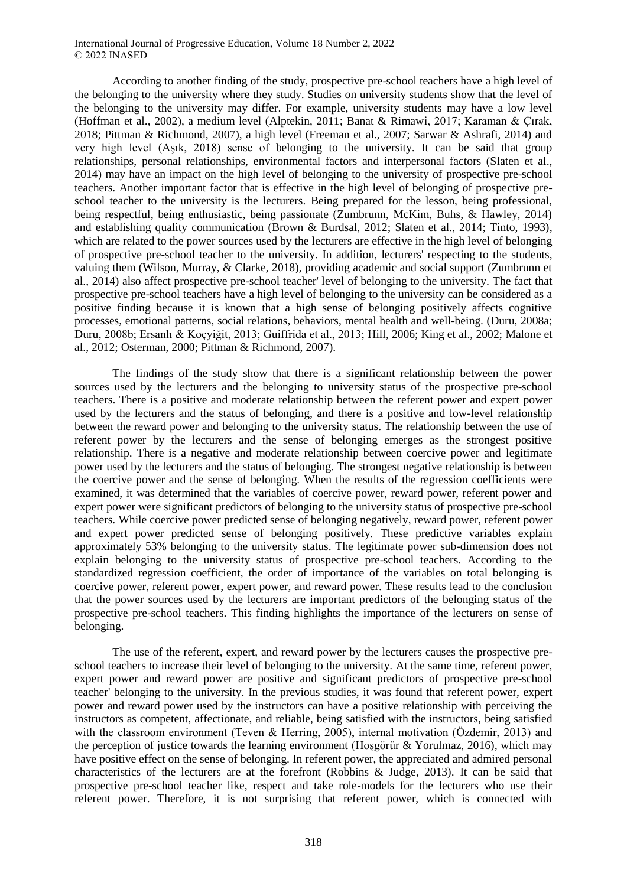According to another finding of the study, prospective pre-school teachers have a high level of the belonging to the university where they study. Studies on university students show that the level of the belonging to the university may differ. For example, university students may have a low level (Hoffman et al., 2002), a medium level (Alptekin, 2011; Banat & Rimawi, 2017; Karaman & Çırak, 2018; Pittman & Richmond, 2007), a high level (Freeman et al., 2007; Sarwar & Ashrafi, 2014) and very high level (Aşık, 2018) sense of belonging to the university. It can be said that group relationships, personal relationships, environmental factors and interpersonal factors (Slaten et al., 2014) may have an impact on the high level of belonging to the university of prospective pre-school teachers. Another important factor that is effective in the high level of belonging of prospective pre-school teacher to the university is the lecturers. Being prepared for the lesson, being professional, being respectful, being enthusiastic, being passionate (Zumbrunn, McKim, Buhs, & Hawley, 2014) and establishing quality communication (Brown & Burdsal, 2012; Slaten et al., 2014; Tinto, 1993), which are related to the power sources used by the lecturers are effective in the high level of belonging of prospective pre-school teacher to the university. In addition, lecturers' respecting to the students, valuing them (Wilson, Murray, & Clarke, 2018), providing academic and social support (Zumbrunn et al., 2014) also affect prospective pre-school teacher' level of belonging to the university. The fact that prospective pre-school teachers have a high level of belonging to the university can be considered as a positive finding because it is known that a high sense of belonging positively affects cognitive processes, emotional patterns, social relations, behaviors, mental health and well-being. (Duru, 2008a; Duru, 2008b; Ersanlı & Koçyiğit, 2013; Guiffrida et al., 2013; Hill, 2006; King et al., 2002; Malone et al., 2012; Osterman, 2000; Pittman & Richmond, 2007).

The findings of the study show that there is a significant relationship between the power sources used by the lecturers and the belonging to university status of the prospective pre-school teachers. There is a positive and moderate relationship between the referent power and expert power used by the lecturers and the status of belonging, and there is a positive and low-level relationship between the reward power and belonging to the university status. The relationship between the use of referent power by the lecturers and the sense of belonging emerges as the strongest positive relationship. There is a negative and moderate relationship between coercive power and legitimate power used by the lecturers and the status of belonging. The strongest negative relationship is between the coercive power and the sense of belonging. When the results of the regression coefficients were examined, it was determined that the variables of coercive power, reward power, referent power and expert power were significant predictors of belonging to the university status of prospective pre-school teachers. While coercive power predicted sense of belonging negatively, reward power, referent power and expert power predicted sense of belonging positively. These predictive variables explain approximately 53% belonging to the university status. The legitimate power sub-dimension does not explain belonging to the university status of prospective pre-school teachers. According to the standardized regression coefficient, the order of importance of the variables on total belonging is coercive power, referent power, expert power, and reward power. These results lead to the conclusion that the power sources used by the lecturers are important predictors of the belonging status of the prospective pre-school teachers. This finding highlights the importance of the lecturers on sense of belonging.

The use of the referent, expert, and reward power by the lecturers causes the prospective pre-school teachers to increase their level of belonging to the university. At the same time, referent power, expert power and reward power are positive and significant predictors of prospective pre-school teacher' belonging to the university. In the previous studies, it was found that referent power, expert power and reward power used by the instructors can have a positive relationship with perceiving the instructors as competent, affectionate, and reliable, being satisfied with the instructors, being satisfied with the classroom environment (Teven & Herring, 2005), internal motivation (Özdemir, 2013) and the perception of justice towards the learning environment (Hoşgörür & Yorulmaz, 2016), which may have positive effect on the sense of belonging. In referent power, the appreciated and admired personal characteristics of the lecturers are at the forefront (Robbins & Judge, 2013). It can be said that prospective pre-school teacher like, respect and take role-models for the lecturers who use their referent power. Therefore, it is not surprising that referent power, which is connected with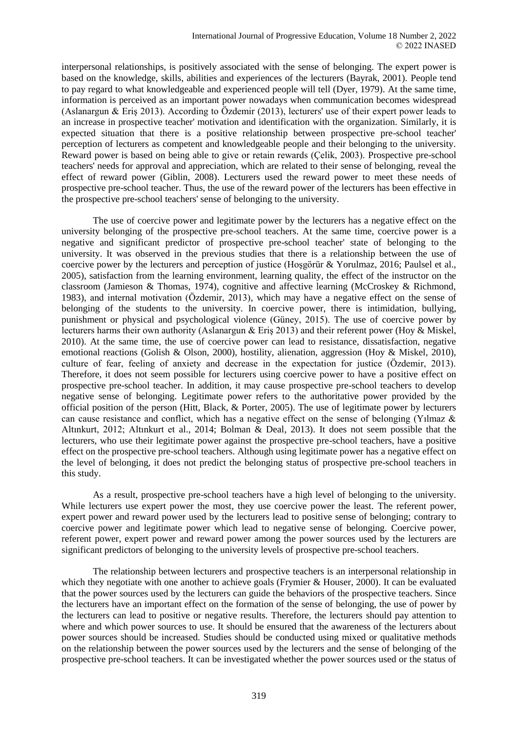interpersonal relationships, is positively associated with the sense of belonging. The expert power is based on the knowledge, skills, abilities and experiences of the lecturers (Bayrak, 2001). People tend to pay regard to what knowledgeable and experienced people will tell (Dyer, 1979). At the same time, information is perceived as an important power nowadays when communication becomes widespread (Aslanargun & Eriş 2013). According to Özdemir (2013), lecturers' use of their expert power leads to an increase in prospective teacher' motivation and identification with the organization. Similarly, it is expected situation that there is a positive relationship between prospective pre-school teacher' perception of lecturers as competent and knowledgeable people and their belonging to the university. Reward power is based on being able to give or retain rewards (Çelik, 2003). Prospective pre-school teachers' needs for approval and appreciation, which are related to their sense of belonging, reveal the effect of reward power (Giblin, 2008). Lecturers used the reward power to meet these needs of prospective pre-school teacher. Thus, the use of the reward power of the lecturers has been effective in the prospective pre-school teachers' sense of belonging to the university.

The use of coercive power and legitimate power by the lecturers has a negative effect on the university belonging of the prospective pre-school teachers. At the same time, coercive power is a negative and significant predictor of prospective pre-school teacher' state of belonging to the university. It was observed in the previous studies that there is a relationship between the use of coercive power by the lecturers and perception of justice (Hoşgörür & Yorulmaz, 2016; Paulsel et al., 2005), satisfaction from the learning environment, learning quality, the effect of the instructor on the classroom (Jamieson & Thomas, 1974), cognitive and affective learning (McCroskey & Richmond, 1983), and internal motivation (Özdemir, 2013), which may have a negative effect on the sense of belonging of the students to the university. In coercive power, there is intimidation, bullying, punishment or physical and psychological violence (Güney, 2015). The use of coercive power by lecturers harms their own authority (Aslanargun & Eriş 2013) and their referent power (Hoy & Miskel, 2010). At the same time, the use of coercive power can lead to resistance, dissatisfaction, negative emotional reactions (Golish & Olson, 2000), hostility, alienation, aggression (Hoy & Miskel, 2010), culture of fear, feeling of anxiety and decrease in the expectation for justice (Özdemir, 2013). Therefore, it does not seem possible for lecturers using coercive power to have a positive effect on prospective pre-school teacher. In addition, it may cause prospective pre-school teachers to develop negative sense of belonging. Legitimate power refers to the authoritative power provided by the official position of the person (Hitt, Black, & Porter, 2005). The use of legitimate power by lecturers can cause resistance and conflict, which has a negative effect on the sense of belonging (Yılmaz & Altınkurt, 2012; Altınkurt et al., 2014; Bolman & Deal, 2013). It does not seem possible that the lecturers, who use their legitimate power against the prospective pre-school teachers, have a positive effect on the prospective pre-school teachers. Although using legitimate power has a negative effect on the level of belonging, it does not predict the belonging status of prospective pre-school teachers in this study.

As a result, prospective pre-school teachers have a high level of belonging to the university. While lecturers use expert power the most, they use coercive power the least. The referent power, expert power and reward power used by the lecturers lead to positive sense of belonging; contrary to coercive power and legitimate power which lead to negative sense of belonging. Coercive power, referent power, expert power and reward power among the power sources used by the lecturers are significant predictors of belonging to the university levels of prospective pre-school teachers.

The relationship between lecturers and prospective teachers is an interpersonal relationship in which they negotiate with one another to achieve goals (Frymier & Houser, 2000). It can be evaluated that the power sources used by the lecturers can guide the behaviors of the prospective teachers. Since the lecturers have an important effect on the formation of the sense of belonging, the use of power by the lecturers can lead to positive or negative results. Therefore, the lecturers should pay attention to where and which power sources to use. It should be ensured that the awareness of the lecturers about power sources should be increased. Studies should be conducted using mixed or qualitative methods on the relationship between the power sources used by the lecturers and the sense of belonging of the prospective pre-school teachers. It can be investigated whether the power sources used or the status of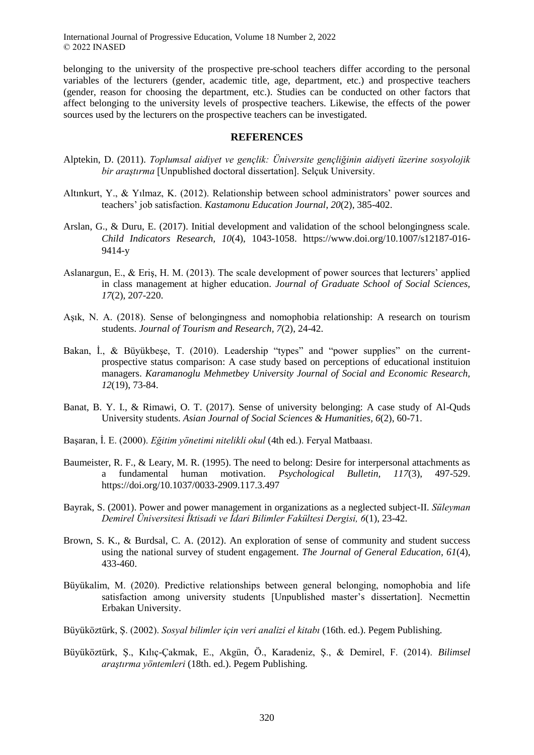belonging to the university of the prospective pre-school teachers differ according to the personal variables of the lecturers (gender, academic title, age, department, etc.) and prospective teachers (gender, reason for choosing the department, etc.). Studies can be conducted on other factors that affect belonging to the university levels of prospective teachers. Likewise, the effects of the power sources used by the lecturers on the prospective teachers can be investigated.

## REFERENCES

Alptekin, D. (2011). *Toplumsal aidiyet ve gençlik: Üniversite gençliğinin aidiyeti üzerine sosyolojik bir araştırma* [Unpublished doctoral dissertation]. Selçuk University.

Altınkurt, Y., & Yılmaz, K. (2012). Relationship between school administrators' power sources and teachers' job satisfaction. *Kastamonu Education Journal*, *20*(2), 385-402.

Arslan, G., & Duru, E. (2017). Initial development and validation of the school belongingness scale. *Child Indicators Research*, *10*(4), 1043-1058. https://www.doi.org/10.1007/s12187-016-9414-y

Aslanargun, E., & Eriş, H. M. (2013). The scale development of power sources that lecturers' applied in class management at higher education. *Journal of Graduate School of Social Sciences, 17*(2), 207-220.

Aşık, N. A. (2018). Sense of belongingness and nomophobia relationship: A research on tourism students. *Journal of Tourism and Research, 7*(2), 24-42.

Bakan, İ., & Büyükbeşe, T. (2010). Leadership "types" and "power supplies" on the current-prospective status comparison: A case study based on perceptions of educational instituion managers. *Karamanoglu Mehmetbey University Journal of Social and Economic Research, 12*(19), 73-84.

Banat, B. Y. I., & Rimawi, O. T. (2017). Sense of university belonging: A case study of Al-Quds University students. *Asian Journal of Social Sciences & Humanities, 6*(2), 60-71.

Başaran, İ. E. (2000). *Eğitim yönetimi nitelikli okul* (4th ed.). Feryal Matbaası.

Baumeister, R. F., & Leary, M. R. (1995). The need to belong: Desire for interpersonal attachments as a fundamental human motivation. *Psychological Bulletin, 117*(3), 497-529. https://doi.org/10.1037/0033-2909.117.3.497

Bayrak, S. (2001). Power and power management in organizations as a neglected subject-II. *Süleyman Demirel Üniversitesi İktisadi ve İdari Bilimler Fakültesi Dergisi, 6*(1), 23-42.

Brown, S. K., & Burdsal, C. A. (2012). An exploration of sense of community and student success using the national survey of student engagement. *The Journal of General Education*, *61*(4), 433-460.

Büyükalim, M. (2020). Predictive relationships between general belonging, nomophobia and life satisfaction among university students [Unpublished master's dissertation]. Necmettin Erbakan University.

Büyüköztürk, Ş. (2002). *Sosyal bilimler için veri analizi el kitabı* (16th. ed.). Pegem Publishing.

Büyüköztürk, Ş., Kılıç-Çakmak, E., Akgün, Ö., Karadeniz, Ş., & Demirel, F. (2014). *Bilimsel araştırma yöntemleri* (18th. ed.). Pegem Publishing.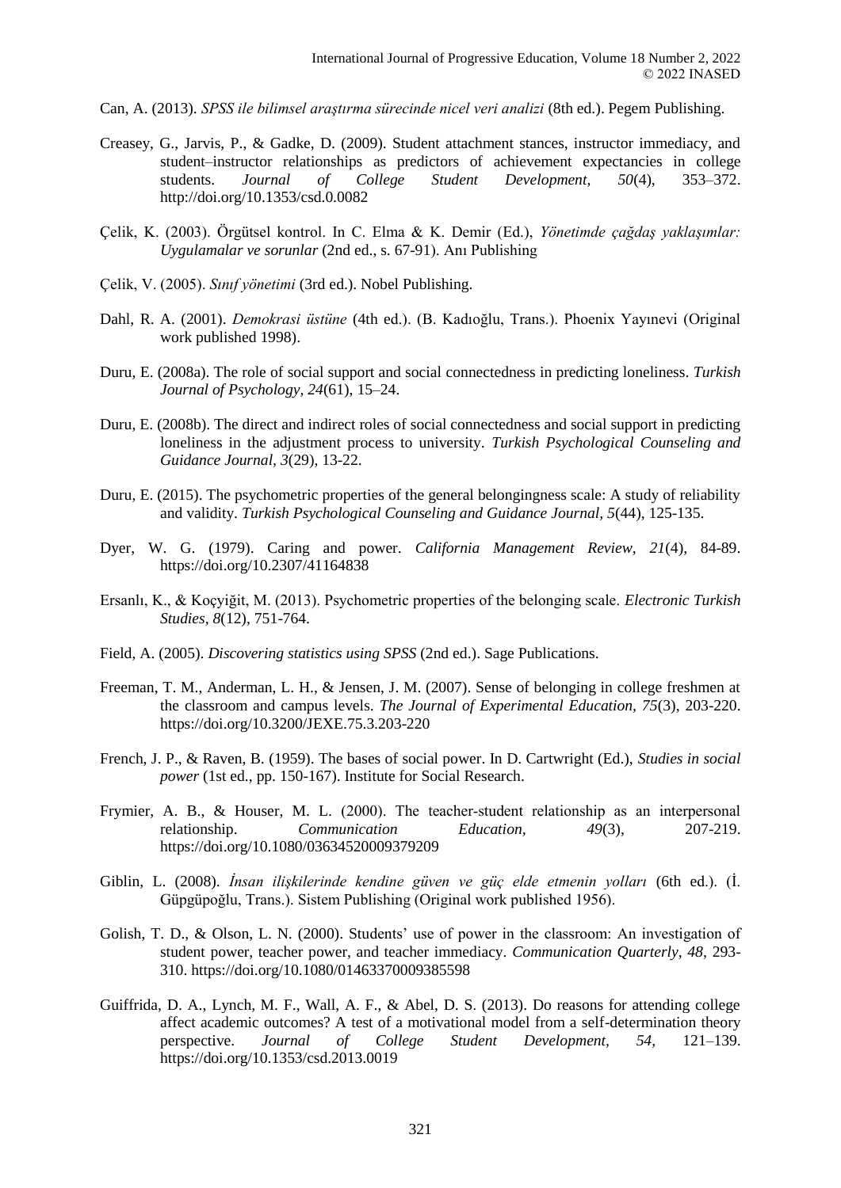Can, A. (2013). *SPSS ile bilimsel araştırma sürecinde nicel veri analizi* (8th ed.). Pegem Publishing.

Creasey, G., Jarvis, P., & Gadke, D. (2009). Student attachment stances, instructor immediacy, and student–instructor relationships as predictors of achievement expectancies in college students. *Journal of College Student Development, 50*(4), 353–372. http://doi.org/10.1353/csd.0.0082

Çelik, K. (2003). Örgütsel kontrol. In C. Elma & K. Demir (Ed.), *Yönetimde çağdaş yaklaşımlar: Uygulamalar ve sorunlar* (2nd ed., s. 67-91). Anı Publishing

Çelik, V. (2005). *Sınıf yönetimi* (3rd ed.). Nobel Publishing.

Dahl, R. A. (2001). *Demokrasi üstüne* (4th ed.). (B. Kadıoğlu, Trans.). Phoenix Yayınevi (Original work published 1998).

Duru, E. (2008a). The role of social support and social connectedness in predicting loneliness. *Turkish Journal of Psychology, 24*(61), 15–24.

Duru, E. (2008b). The direct and indirect roles of social connectedness and social support in predicting loneliness in the adjustment process to university. *Turkish Psychological Counseling and Guidance Journal, 3*(29), 13-22.

Duru, E. (2015). The psychometric properties of the general belongingness scale: A study of reliability and validity. *Turkish Psychological Counseling and Guidance Journal, 5*(44), 125-135.

Dyer, W. G. (1979). Caring and power. *California Management Review, 21*(4), 84-89. https://doi.org/10.2307/41164838

Ersanlı, K., & Koçyiğit, M. (2013). Psychometric properties of the belonging scale. *Electronic Turkish Studies, 8*(12), 751-764.

Field, A. (2005). *Discovering statistics using SPSS* (2nd ed.). Sage Publications.

Freeman, T. M., Anderman, L. H., & Jensen, J. M. (2007). Sense of belonging in college freshmen at the classroom and campus levels. *The Journal of Experimental Education, 75*(3), 203-220. https://doi.org/10.3200/JEXE.75.3.203-220

French, J. P., & Raven, B. (1959). The bases of social power. In D. Cartwright (Ed.), *Studies in social power* (1st ed., pp. 150-167). Institute for Social Research.

Frymier, A. B., & Houser, M. L. (2000). The teacher-student relationship as an interpersonal relationship. *Communication Education, 49*(3), 207-219. https://doi.org/10.1080/03634520009379209

Giblin, L. (2008). *İnsan ilişkilerinde kendine güven ve güç elde etmenin yolları* (6th ed.). (İ. Güpgüpoğlu, Trans.). Sistem Publishing (Original work published 1956).

Golish, T. D., & Olson, L. N. (2000). Students' use of power in the classroom: An investigation of student power, teacher power, and teacher immediacy. *Communication Quarterly, 48*, 293-310. https://doi.org/10.1080/01463370009385598

Guiffrida, D. A., Lynch, M. F., Wall, A. F., & Abel, D. S. (2013). Do reasons for attending college affect academic outcomes? A test of a motivational model from a self-determination theory perspective. *Journal of College Student Development, 54*, 121–139. https://doi.org/10.1353/csd.2013.0019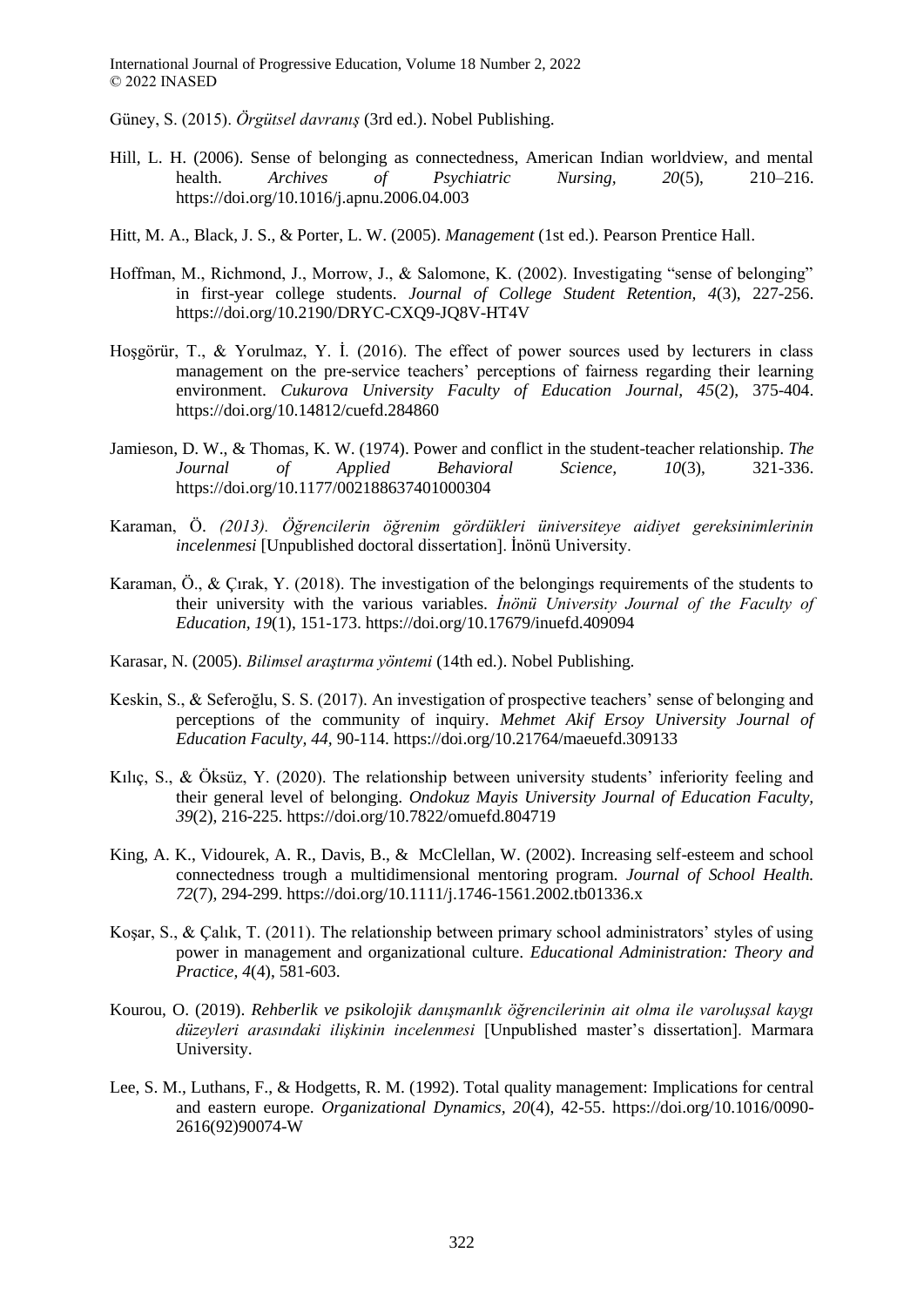Güney, S. (2015). *Örgütsel davranış* (3rd ed.). Nobel Publishing.

Hill, L. H. (2006). Sense of belonging as connectedness, American Indian worldview, and mental health. *Archives of Psychiatric Nursing*, *20*(5), 210–216. https://doi.org/10.1016/j.apnu.2006.04.003

Hitt, M. A., Black, J. S., & Porter, L. W. (2005). *Management* (1st ed.). Pearson Prentice Hall.

Hoffman, M., Richmond, J., Morrow, J., & Salomone, K. (2002). Investigating "sense of belonging" in first-year college students. *Journal of College Student Retention, 4*(3), 227-256. https://doi.org/10.2190/DRYC-CXQ9-JQ8V-HT4V

Hoşgörür, T., & Yorulmaz, Y. İ. (2016). The effect of power sources used by lecturers in class management on the pre-service teachers' perceptions of fairness regarding their learning environment. *Cukurova University Faculty of Education Journal, 45*(2), 375-404. https://doi.org/10.14812/cuefd.284860

Jamieson, D. W., & Thomas, K. W. (1974). Power and conflict in the student-teacher relationship. *The Journal of Applied Behavioral Science, 10*(3), 321-336. https://doi.org/10.1177/002188637401000304

Karaman, Ö. *(2013). Öğrencilerin öğrenim gördükleri üniversiteye aidiyet gereksinimlerinin incelenmesi* [Unpublished doctoral dissertation]. İnönü University.

Karaman, Ö., & Çırak, Y. (2018). The investigation of the belongings requirements of the students to their university with the various variables. *İnönü University Journal of the Faculty of Education, 19*(1), 151-173. https://doi.org/10.17679/inuefd.409094

Karasar, N. (2005). *Bilimsel araştırma yöntemi* (14th ed.). Nobel Publishing.

Keskin, S., & Seferoğlu, S. S. (2017). An investigation of prospective teachers' sense of belonging and perceptions of the community of inquiry. *Mehmet Akif Ersoy University Journal of Education Faculty, 44,* 90-114. https://doi.org/10.21764/maeuefd.309133

Kılıç, S., & Öksüz, Y. (2020). The relationship between university students' inferiority feeling and their general level of belonging. *Ondokuz Mayis University Journal of Education Faculty, 39*(2), 216-225. https://doi.org/10.7822/omuefd.804719

King, A. K., Vidourek, A. R., Davis, B., & McClellan, W. (2002). Increasing self-esteem and school connectedness trough a multidimensional mentoring program. *Journal of School Health. 72*(7), 294-299. https://doi.org/10.1111/j.1746-1561.2002.tb01336.x

Koşar, S., & Çalık, T. (2011). The relationship between primary school administrators' styles of using power in management and organizational culture. *Educational Administration: Theory and Practice, 4*(4), 581-603.

Kourou, O. (2019). *Rehberlik ve psikolojik danışmanlık öğrencilerinin ait olma ile varoluşsal kaygı düzeyleri arasındaki ilişkinin incelenmesi* [Unpublished master's dissertation]. Marmara University.

Lee, S. M., Luthans, F., & Hodgetts, R. M. (1992). Total quality management: Implications for central and eastern europe. *Organizational Dynamics, 20*(4), 42-55. https://doi.org/10.1016/0090-2616(92)90074-W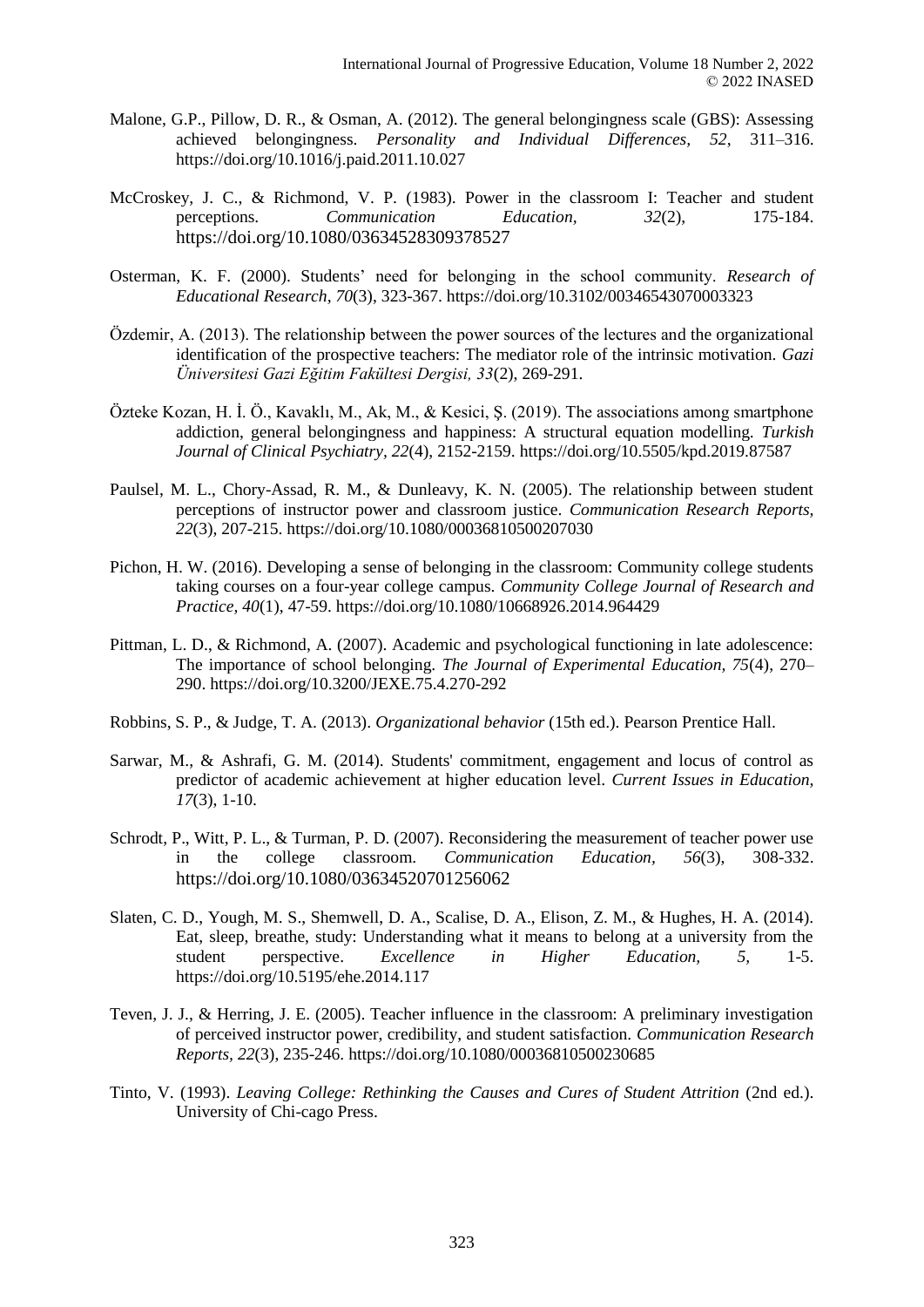Malone, G.P., Pillow, D. R., & Osman, A. (2012). The general belongingness scale (GBS): Assessing achieved belongingness. *Personality and Individual Differences, 52,* 311–316. https://doi.org/10.1016/j.paid.2011.10.027

McCroskey, J. C., & Richmond, V. P. (1983). Power in the classroom I: Teacher and student perceptions. *Communication Education, 32*(2), 175-184. https://doi.org/10.1080/03634528309378527

Osterman, K. F. (2000). Students' need for belonging in the school community. *Research of Educational Research, 70*(3), 323-367. https://doi.org/10.3102/00346543070003323

Özdemir, A. (2013). The relationship between the power sources of the lectures and the organizational identification of the prospective teachers: The mediator role of the intrinsic motivation. *Gazi Üniversitesi Gazi Eğitim Fakültesi Dergisi, 33*(2), 269-291.

Özteke Kozan, H. İ. Ö., Kavaklı, M., Ak, M., & Kesici, Ş. (2019). The associations among smartphone addiction, general belongingness and happiness: A structural equation modelling. *Turkish Journal of Clinical Psychiatry, 22*(4), 2152-2159. https://doi.org/10.5505/kpd.2019.87587

Paulsel, M. L., Chory-Assad, R. M., & Dunleavy, K. N. (2005). The relationship between student perceptions of instructor power and classroom justice. *Communication Research Reports, 22*(3), 207-215. https://doi.org/10.1080/00036810500207030

Pichon, H. W. (2016). Developing a sense of belonging in the classroom: Community college students taking courses on a four-year college campus. *Community College Journal of Research and Practice, 40*(1), 47-59. https://doi.org/10.1080/10668926.2014.964429

Pittman, L. D., & Richmond, A. (2007). Academic and psychological functioning in late adolescence: The importance of school belonging. *The Journal of Experimental Education, 75*(4), 270–290. https://doi.org/10.3200/JEXE.75.4.270-292

Robbins, S. P., & Judge, T. A. (2013). *Organizational behavior* (15th ed.). Pearson Prentice Hall.

Sarwar, M., & Ashrafi, G. M. (2014). Students' commitment, engagement and locus of control as predictor of academic achievement at higher education level. *Current Issues in Education, 17*(3), 1-10.

Schrodt, P., Witt, P. L., & Turman, P. D. (2007). Reconsidering the measurement of teacher power use in the college classroom. *Communication Education, 56*(3), 308-332. https://doi.org/10.1080/03634520701256062

Slaten, C. D., Yough, M. S., Shemwell, D. A., Scalise, D. A., Elison, Z. M., & Hughes, H. A. (2014). Eat, sleep, breathe, study: Understanding what it means to belong at a university from the student perspective. *Excellence in Higher Education, 5,* 1-5. https://doi.org/10.5195/ehe.2014.117

Teven, J. J., & Herring, J. E. (2005). Teacher influence in the classroom: A preliminary investigation of perceived instructor power, credibility, and student satisfaction. *Communication Research Reports, 22*(3), 235-246. https://doi.org/10.1080/00036810500230685

Tinto, V. (1993). *Leaving College: Rethinking the Causes and Cures of Student Attrition* (2nd ed.). University of Chi-cago Press.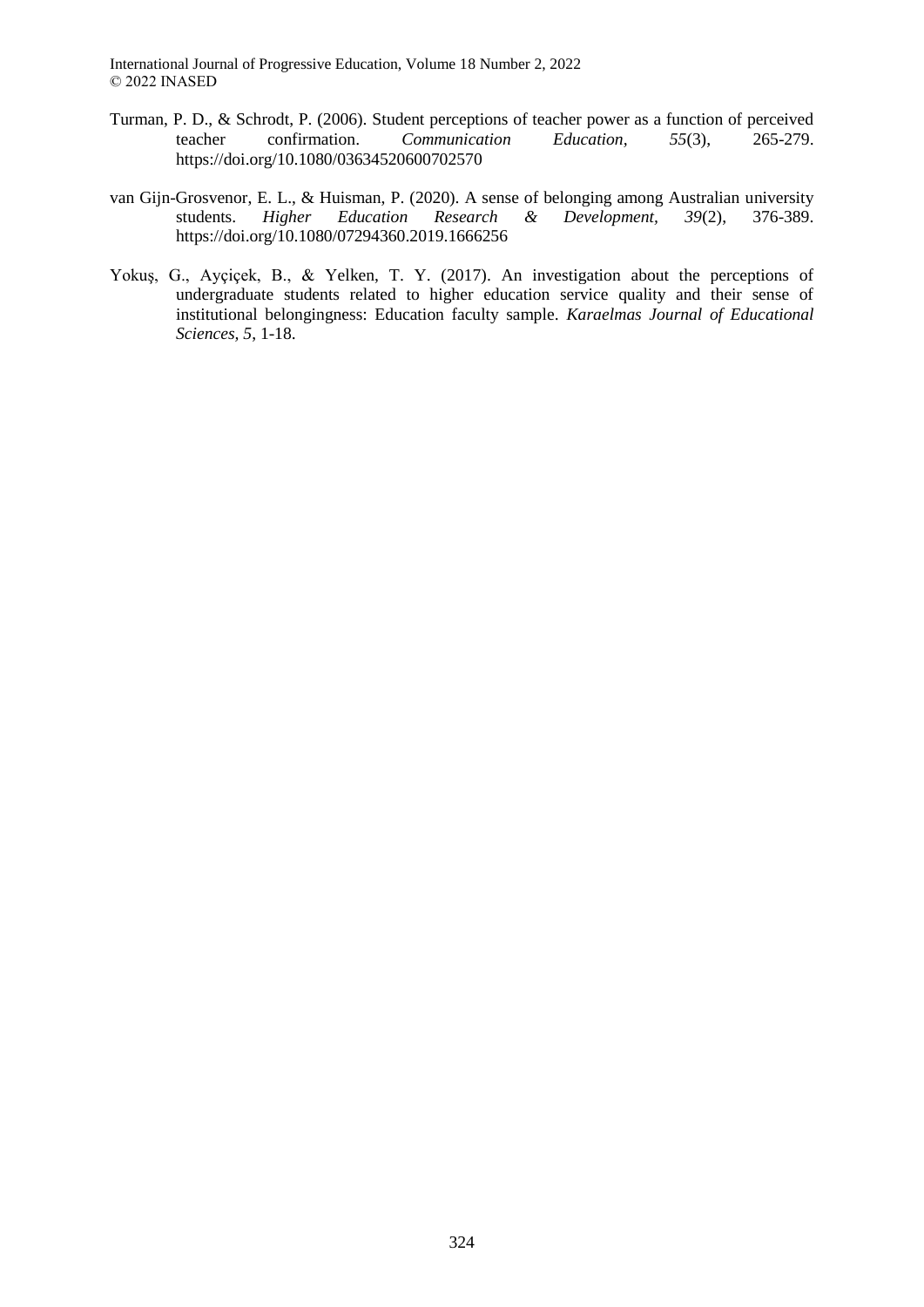Turman, P. D., & Schrodt, P. (2006). Student perceptions of teacher power as a function of perceived teacher confirmation. *Communication Education*, *55*(3), 265-279. https://doi.org/10.1080/03634520600702570

van Gijn-Grosvenor, E. L., & Huisman, P. (2020). A sense of belonging among Australian university students. *Higher Education Research & Development*, *39*(2), 376-389. https://doi.org/10.1080/07294360.2019.1666256

Yokuş, G., Ayçiçek, B., & Yelken, T. Y. (2017). An investigation about the perceptions of undergraduate students related to higher education service quality and their sense of institutional belongingness: Education faculty sample. *Karaelmas Journal of Educational Sciences, 5*, 1-18.